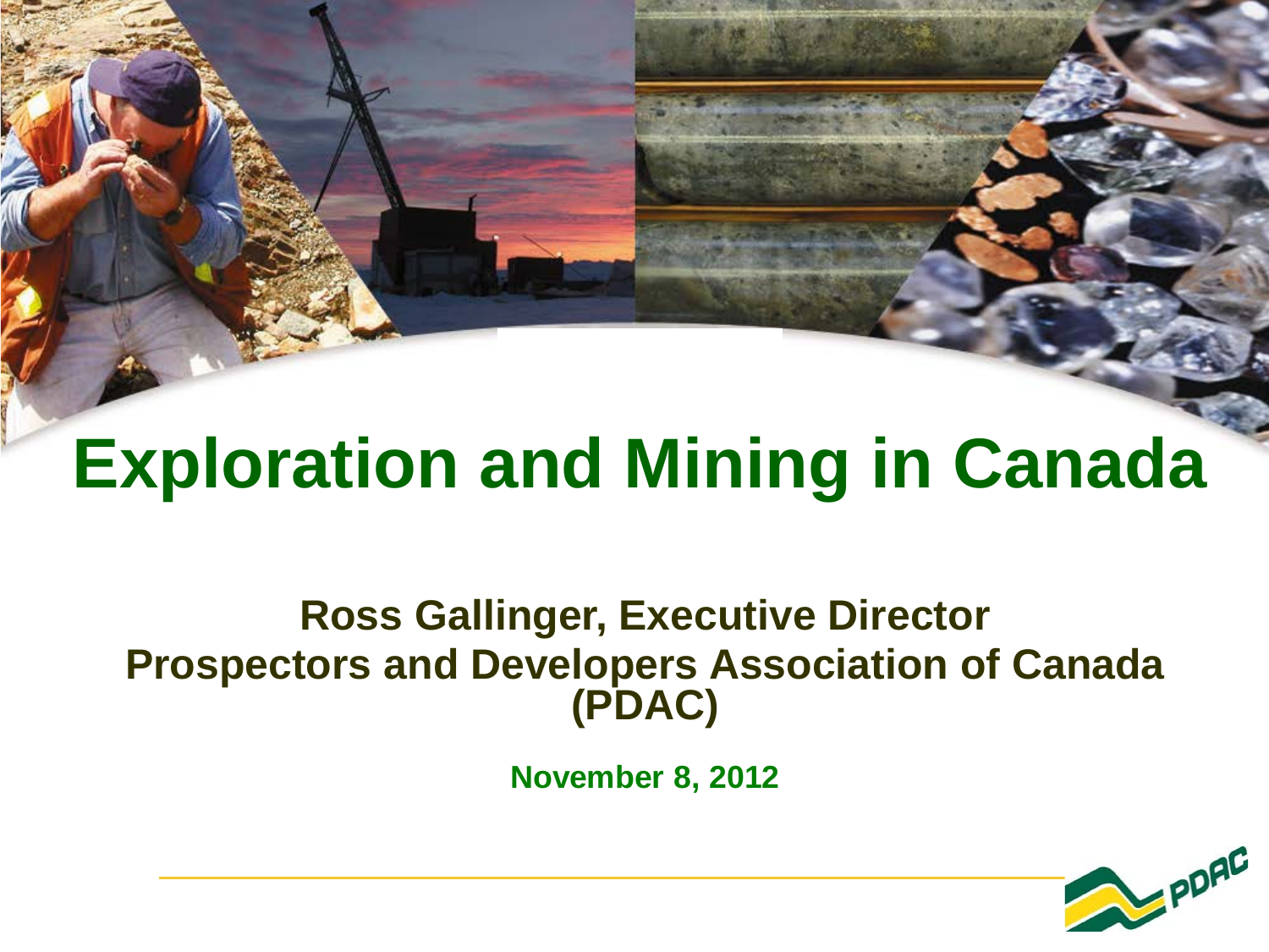# Exploration and Mining in Canada

**Ross Gallinger, Executive Director**
**Prospectors and Developers Association of Canada (PDAC)**

**November 8, 2012**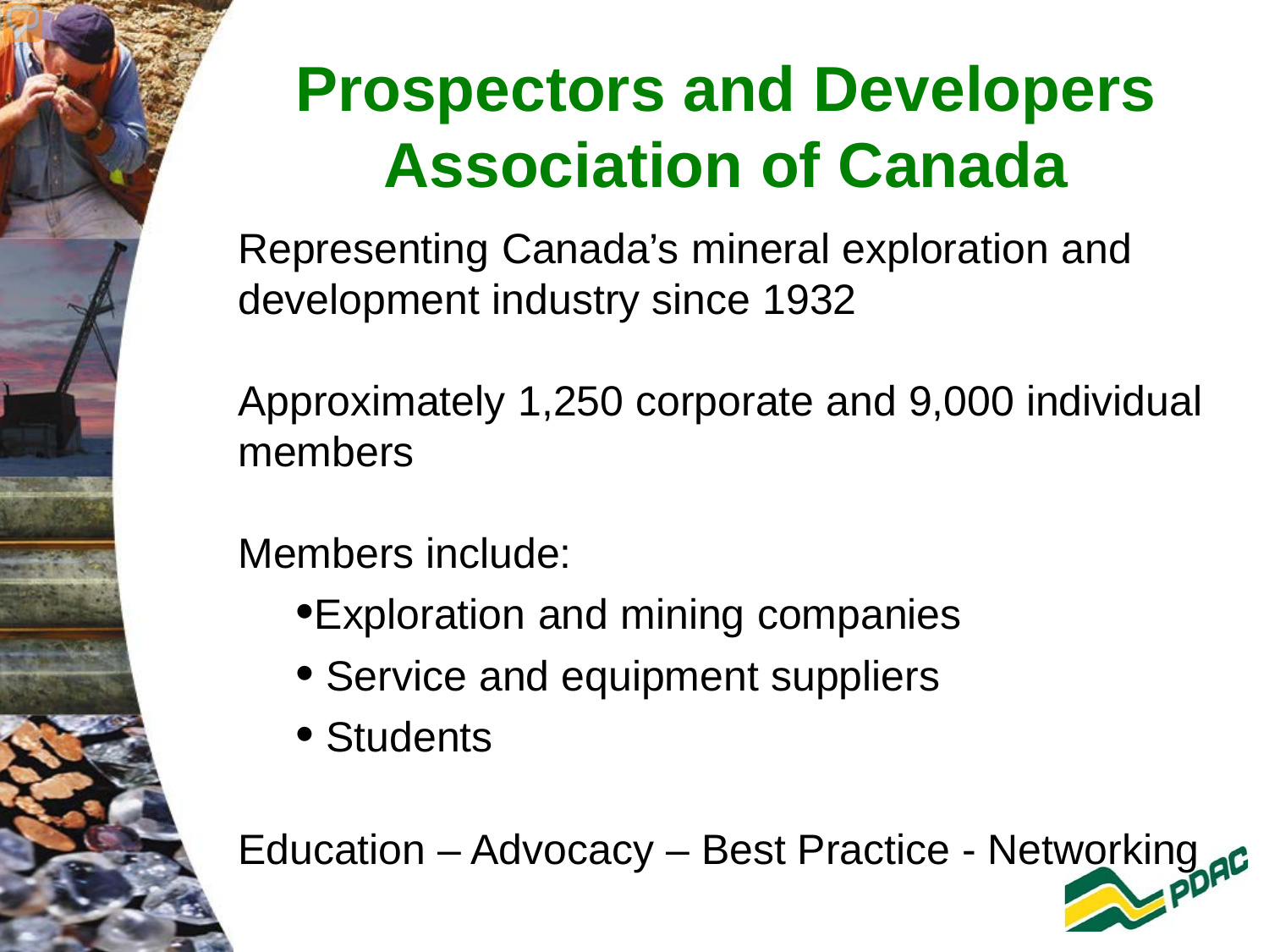# Prospectors and Developers Association of Canada

Representing Canada's mineral exploration and development industry since 1932

Approximately 1,250 corporate and 9,000 individual members

Members include:

- Exploration and mining companies
- Service and equipment suppliers
- Students

Education – Advocacy – Best Practice - Networking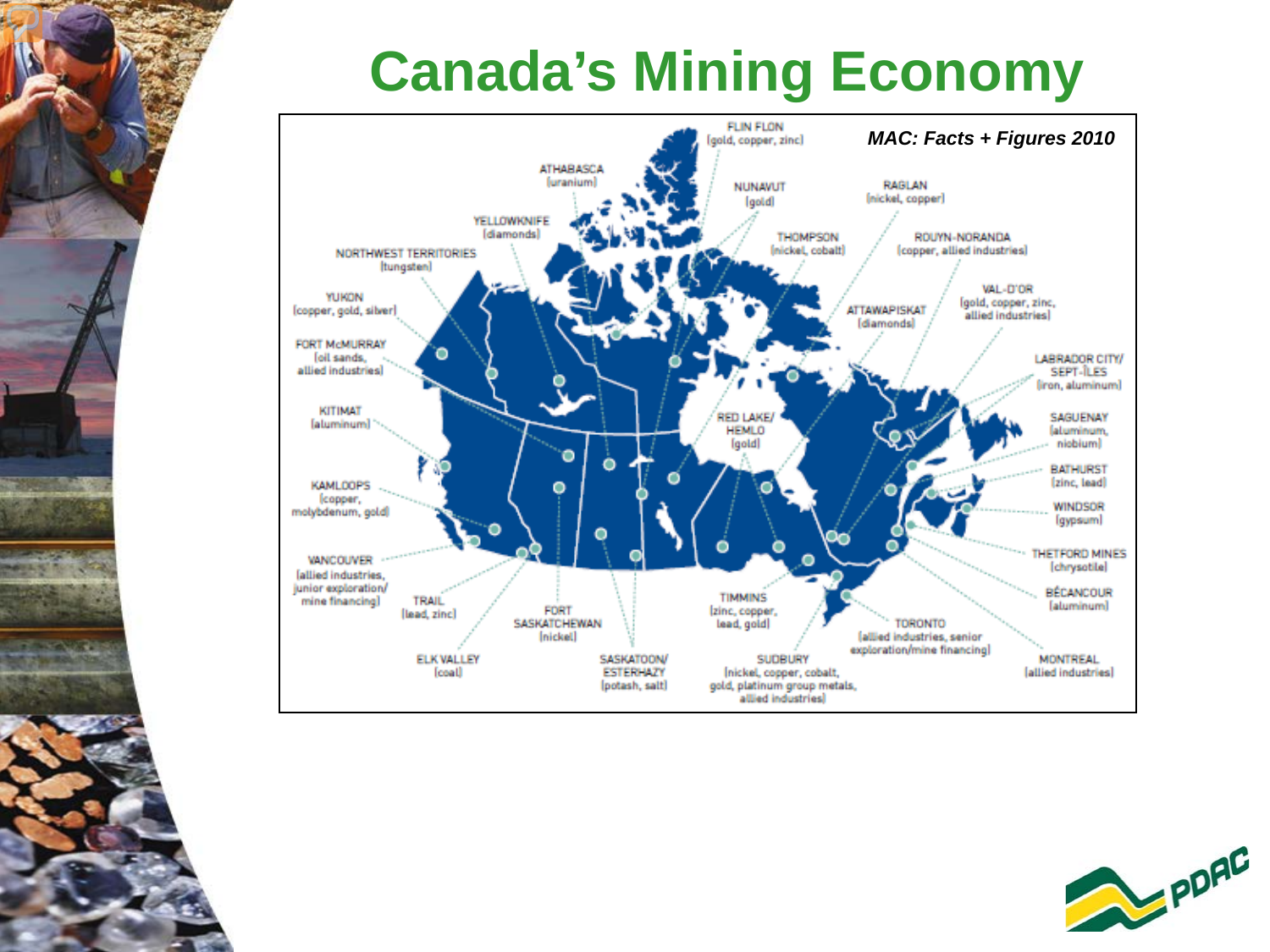# Canada's Mining Economy

*MAC: Facts + Figures 2010*

- FLIN FLON (gold, copper, zinc)
- ATHABASCA (uranium)
- NUNAVUT (gold)
- RAGLAN (nickel, copper)
- YELLOWKNIFE (diamonds)
- THOMPSON (nickel, cobalt)
- ROUYN-NORANDA (copper, allied industries)
- NORTHWEST TERRITORIES (tungsten)
- VAL-D'OR (gold, copper, zinc, allied industries)
- YUKON (copper, gold, silver)
- ATTAWAPISKAT (diamonds)
- FORT McMURRAY (oil sands, allied industries)
- LABRADOR CITY/ SEPT-ÎLES (iron, aluminum)
- KITIMAT (aluminum)
- RED LAKE/ HEMLO (gold)
- SAGUENAY (aluminum, niobium)
- KAMLOOPS (copper, molybdenum, gold)
- BATHURST (zinc, lead)
- WINDSOR (gypsum)
- THETFORD MINES (chrysotile)
- VANCOUVER (allied industries, junior exploration/ mine financing)
- TRAIL (lead, zinc)
- FORT SASKATCHEWAN (nickel)
- TIMMINS (zinc, copper, lead, gold)
- BÉCANCOUR (aluminum)
- TORONTO (allied industries, senior exploration/mine financing)
- ELK VALLEY (coal)
- SASKATOON/ ESTERHAZY (potash, salt)
- SUDBURY (nickel, copper, cobalt, gold, platinum group metals, allied industries)
- MONTREAL (allied industries)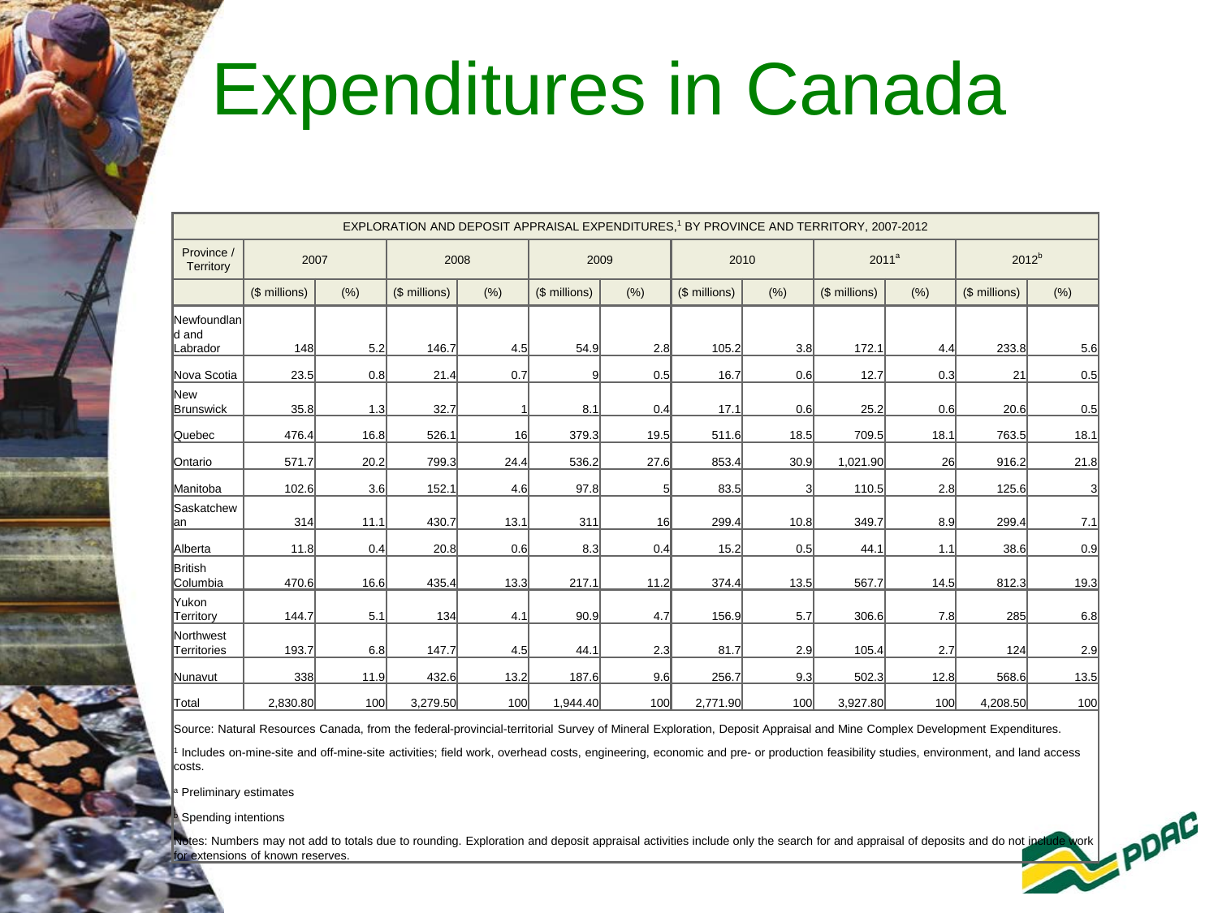# Expenditures in Canada

| EXPLORATION AND DEPOSIT APPRAISAL EXPENDITURES,[1] BY PROVINCE AND TERRITORY, 2007-2012 | | | | | | | | | | | | |
|---|---|---|---|---|---|---|---|---|---|---|---|---|
| Province / Territory | 2007 | | 2008 | | 2009 | | 2010 | | 2011[a] | | 2012[b] | |
| | ($ millions) | (%) | ($ millions) | (%) | ($ millions) | (%) | ($ millions) | (%) | ($ millions) | (%) | ($ millions) | (%) |
| Newfoundland and Labrador | 148 | 5.2 | 146.7 | 4.5 | 54.9 | 2.8 | 105.2 | 3.8 | 172.1 | 4.4 | 233.8 | 5.6 |
| Nova Scotia | 23.5 | 0.8 | 21.4 | 0.7 | 9 | 0.5 | 16.7 | 0.6 | 12.7 | 0.3 | 21 | 0.5 |
| New Brunswick | 35.8 | 1.3 | 32.7 | 1 | 8.1 | 0.4 | 17.1 | 0.6 | 25.2 | 0.6 | 20.6 | 0.5 |
| Quebec | 476.4 | 16.8 | 526.1 | 16 | 379.3 | 19.5 | 511.6 | 18.5 | 709.5 | 18.1 | 763.5 | 18.1 |
| Ontario | 571.7 | 20.2 | 799.3 | 24.4 | 536.2 | 27.6 | 853.4 | 30.9 | 1,021.90 | 26 | 916.2 | 21.8 |
| Manitoba | 102.6 | 3.6 | 152.1 | 4.6 | 97.8 | 5 | 83.5 | 3 | 110.5 | 2.8 | 125.6 | 3 |
| Saskatchewan | 314 | 11.1 | 430.7 | 13.1 | 311 | 16 | 299.4 | 10.8 | 349.7 | 8.9 | 299.4 | 7.1 |
| Alberta | 11.8 | 0.4 | 20.8 | 0.6 | 8.3 | 0.4 | 15.2 | 0.5 | 44.1 | 1.1 | 38.6 | 0.9 |
| British Columbia | 470.6 | 16.6 | 435.4 | 13.3 | 217.1 | 11.2 | 374.4 | 13.5 | 567.7 | 14.5 | 812.3 | 19.3 |
| Yukon Territory | 144.7 | 5.1 | 134 | 4.1 | 90.9 | 4.7 | 156.9 | 5.7 | 306.6 | 7.8 | 285 | 6.8 |
| Northwest Territories | 193.7 | 6.8 | 147.7 | 4.5 | 44.1 | 2.3 | 81.7 | 2.9 | 105.4 | 2.7 | 124 | 2.9 |
| Nunavut | 338 | 11.9 | 432.6 | 13.2 | 187.6 | 9.6 | 256.7 | 9.3 | 502.3 | 12.8 | 568.6 | 13.5 |
| Total | 2,830.80 | 100 | 3,279.50 | 100 | 1,944.40 | 100 | 2,771.90 | 100 | 3,927.80 | 100 | 4,208.50 | 100 |

Source: Natural Resources Canada, from the federal-provincial-territorial Survey of Mineral Exploration, Deposit Appraisal and Mine Complex Development Expenditures.

[1] Includes on-mine-site and off-mine-site activities; field work, overhead costs, engineering, economic and pre- or production feasibility studies, environment, and land access costs.

[a] Preliminary estimates

[b] Spending intentions

Notes: Numbers may not add to totals due to rounding. Exploration and deposit appraisal activities include only the search for and appraisal of deposits and do not include work for extensions of known reserves.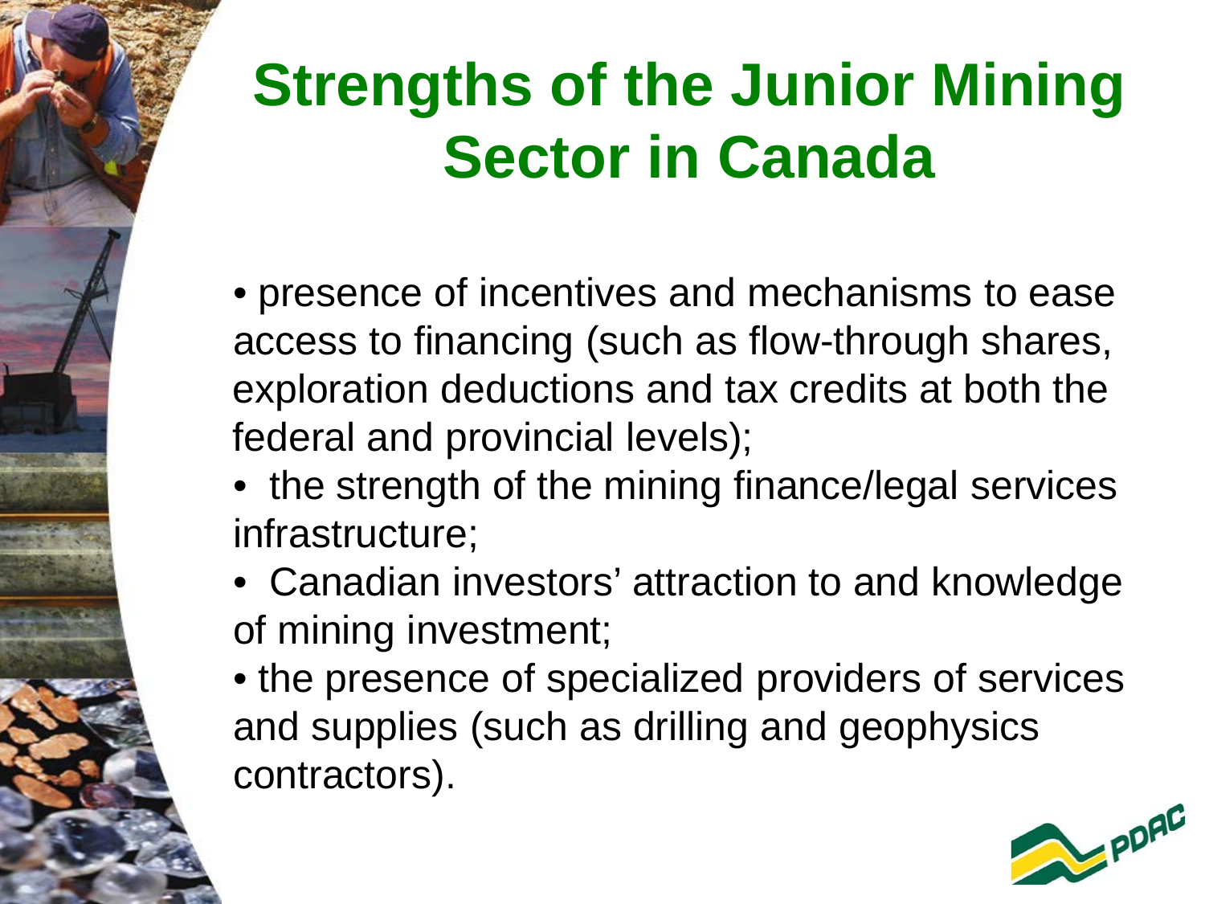# Strengths of the Junior Mining Sector in Canada

- presence of incentives and mechanisms to ease access to financing (such as flow-through shares, exploration deductions and tax credits at both the federal and provincial levels);
- the strength of the mining finance/legal services infrastructure;
- Canadian investors' attraction to and knowledge of mining investment;
- the presence of specialized providers of services and supplies (such as drilling and geophysics contractors).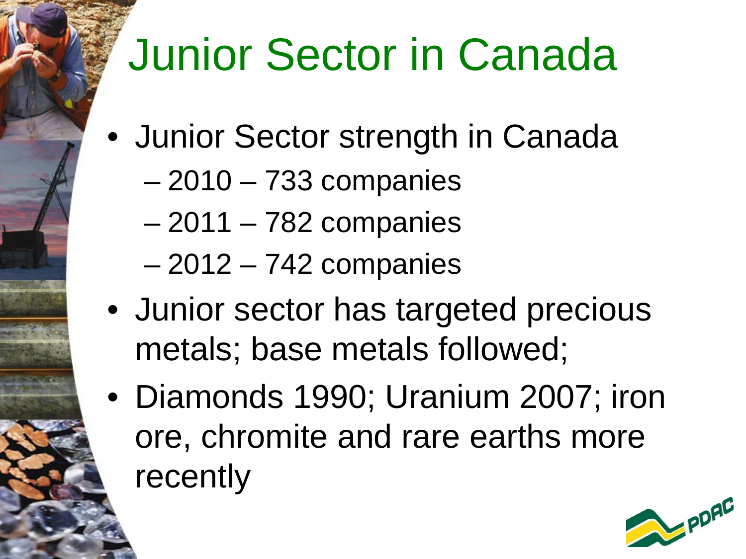# Junior Sector in Canada

- Junior Sector strength in Canada
  - 2010 – 733 companies
  - 2011 – 782 companies
  - 2012 – 742 companies
- Junior sector has targeted precious metals; base metals followed;
- Diamonds 1990; Uranium 2007; iron ore, chromite and rare earths more recently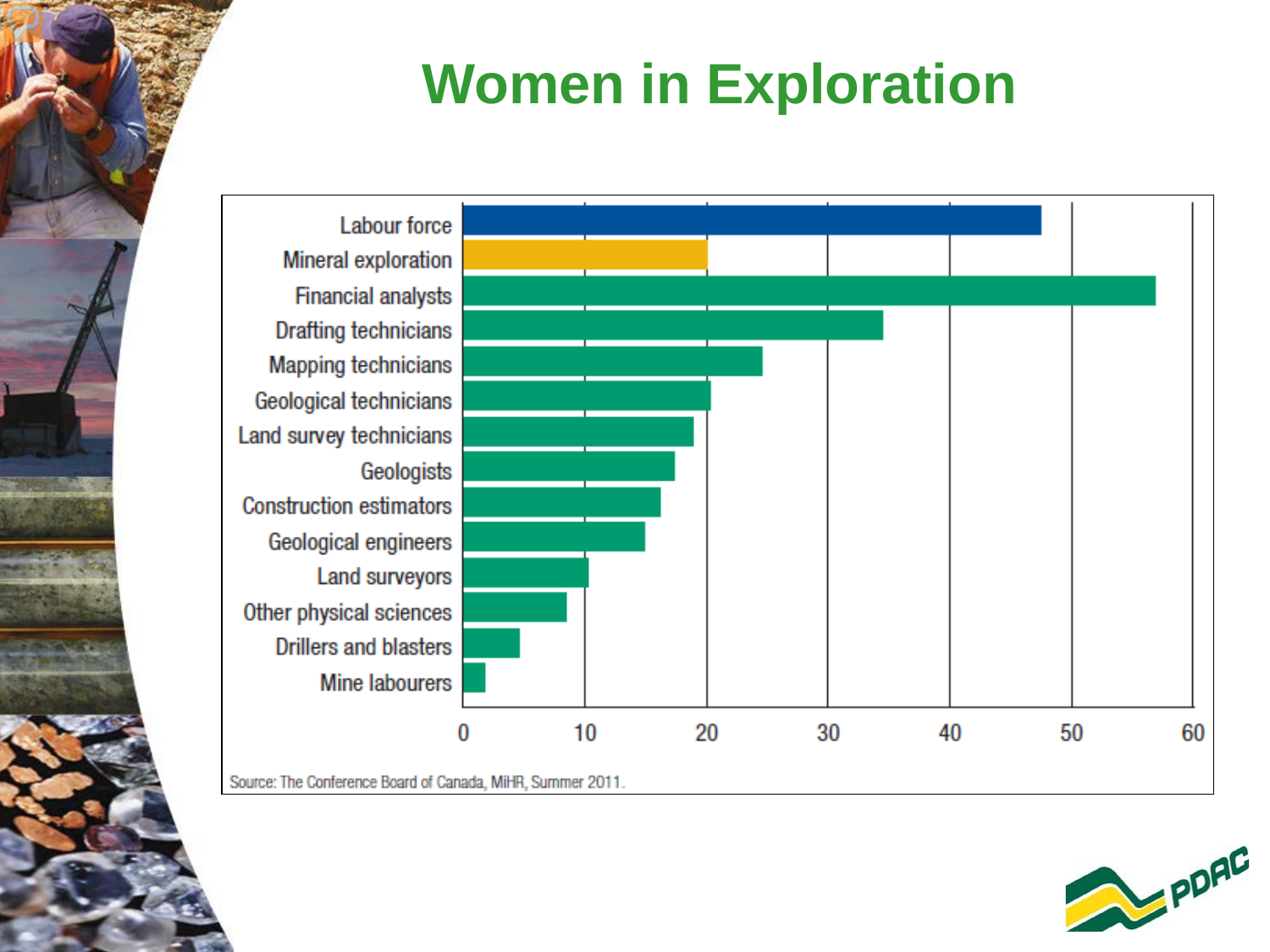# Women in Exploration

| Category | Value |
|---|---|
| Labour force | ~47 |
| Mineral exploration | ~20 |
| Financial analysts | ~57 |
| Drafting technicians | ~34 |
| Mapping technicians | ~24 |
| Geological technicians | ~20 |
| Land survey technicians | ~19 |
| Geologists | ~17 |
| Construction estimators | ~16 |
| Geological engineers | ~15 |
| Land surveyors | ~10 |
| Other physical sciences | ~8 |
| Drillers and blasters | ~5 |
| Mine labourers | ~2 |

Source: The Conference Board of Canada, MiHR, Summer 2011.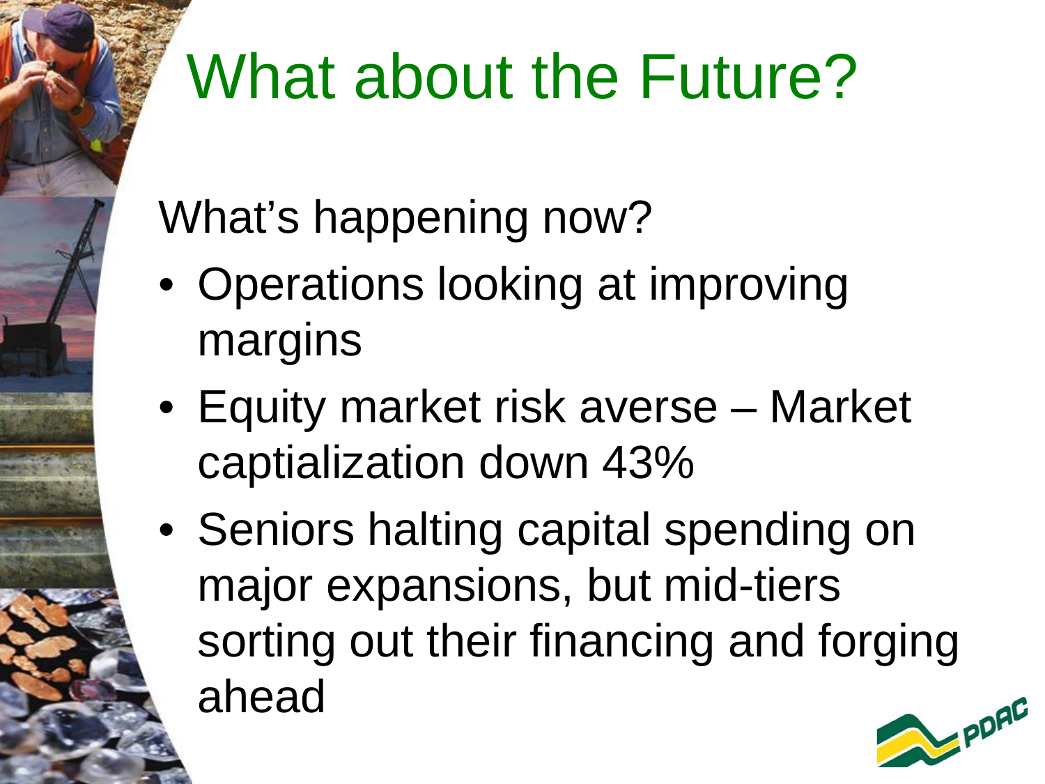# What about the Future?

What's happening now?

- Operations looking at improving margins
- Equity market risk averse – Market captialization down 43%
- Seniors halting capital spending on major expansions, but mid-tiers sorting out their financing and forging ahead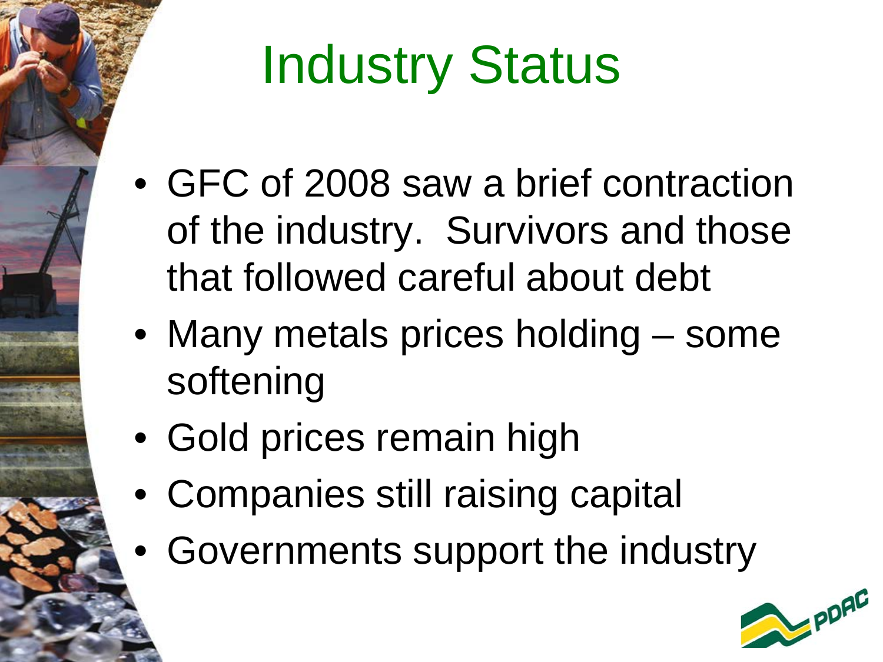# Industry Status

- GFC of 2008 saw a brief contraction of the industry. Survivors and those that followed careful about debt
- Many metals prices holding – some softening
- Gold prices remain high
- Companies still raising capital
- Governments support the industry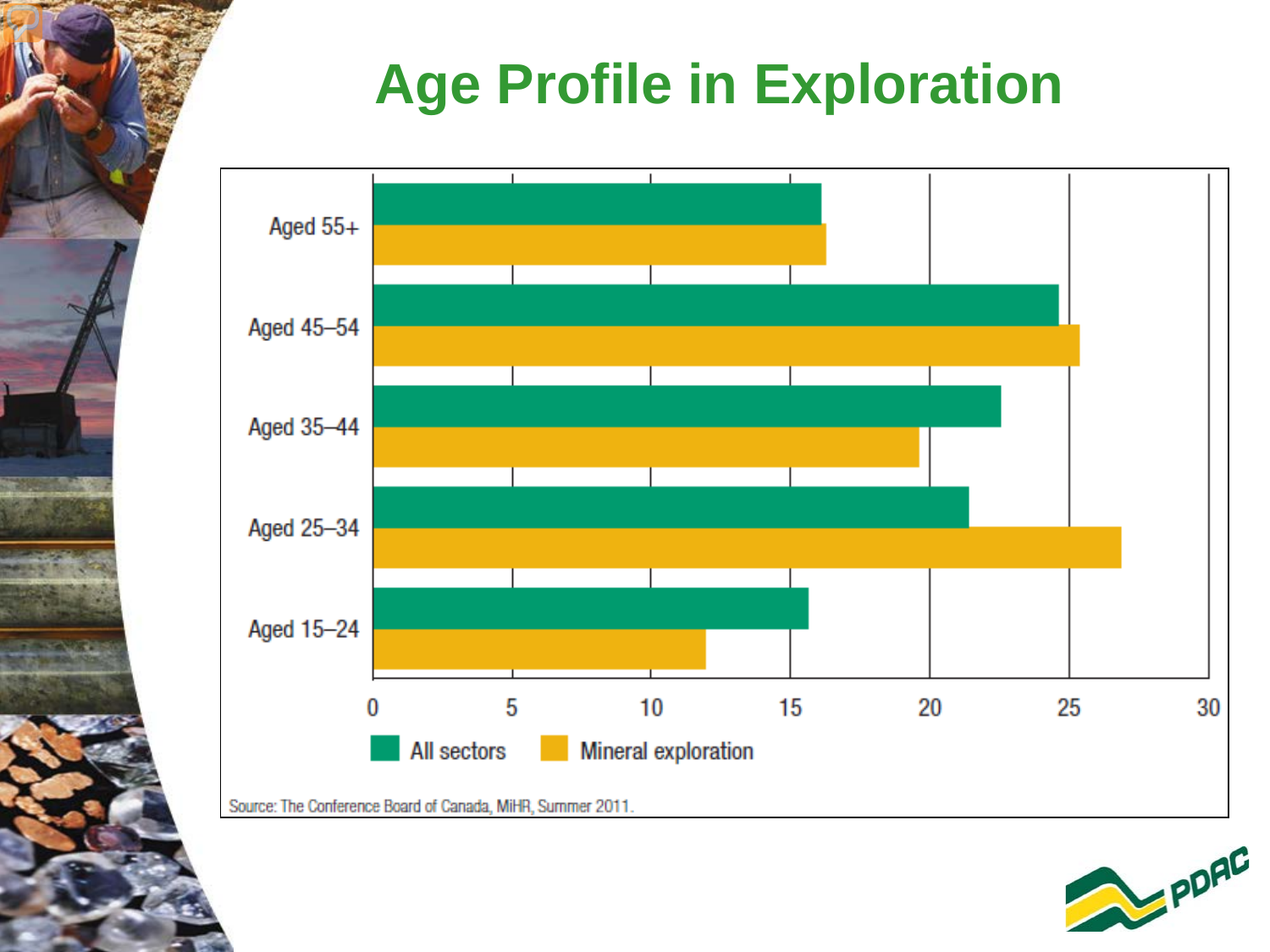# Age Profile in Exploration

| | All sectors | Mineral exploration |
|---|---|---|
| Aged 55+ | 16.1 | 16.3 |
| Aged 45–54 | 24.6 | 25.4 |
| Aged 35–44 | 22.5 | 19.6 |
| Aged 25–34 | 21.4 | 26.9 |
| Aged 15–24 | 15.6 | 11.9 |

Source: The Conference Board of Canada, MiHR, Summer 2011.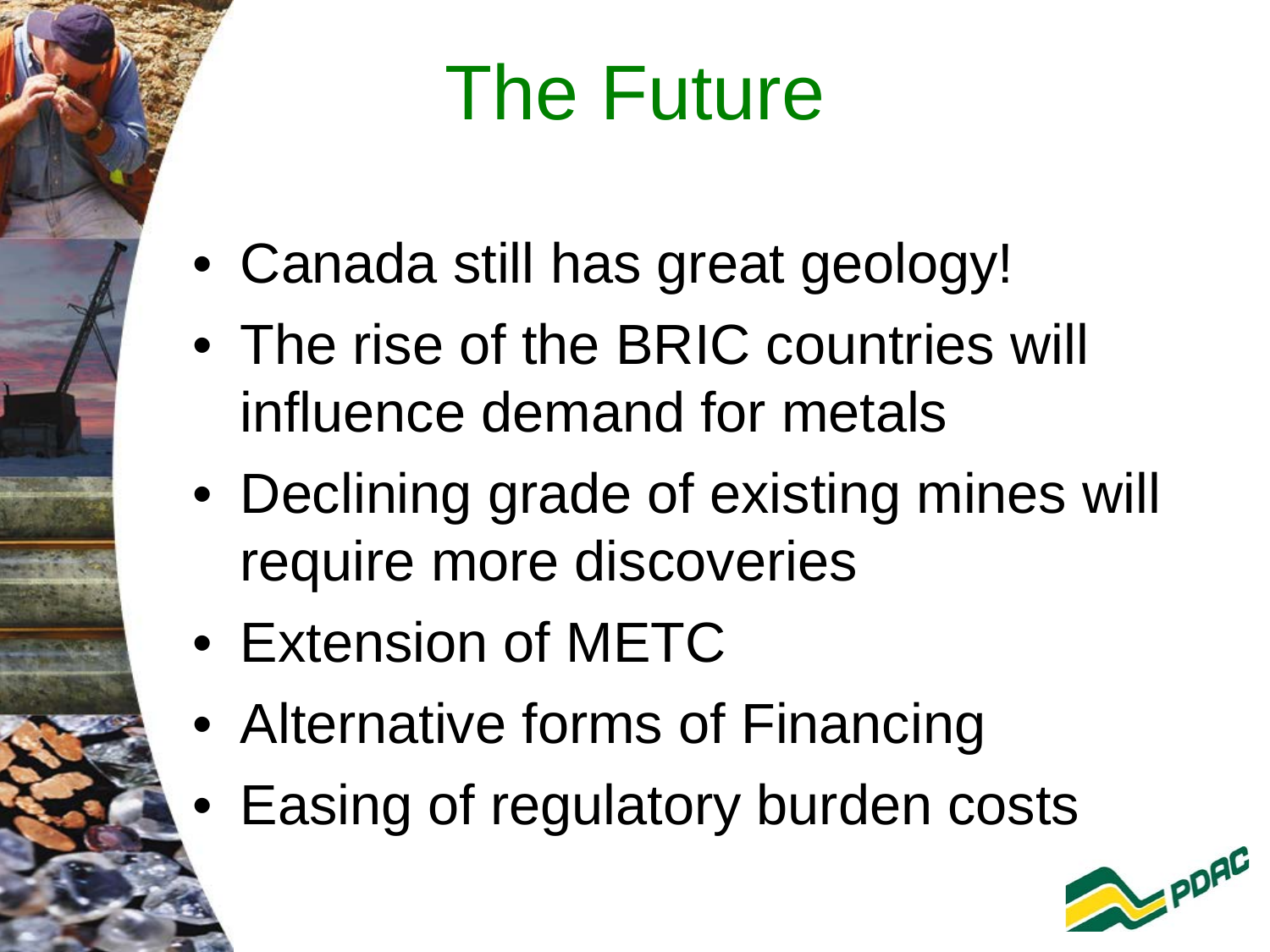# The Future

- Canada still has great geology!
- The rise of the BRIC countries will influence demand for metals
- Declining grade of existing mines will require more discoveries
- Extension of METC
- Alternative forms of Financing
- Easing of regulatory burden costs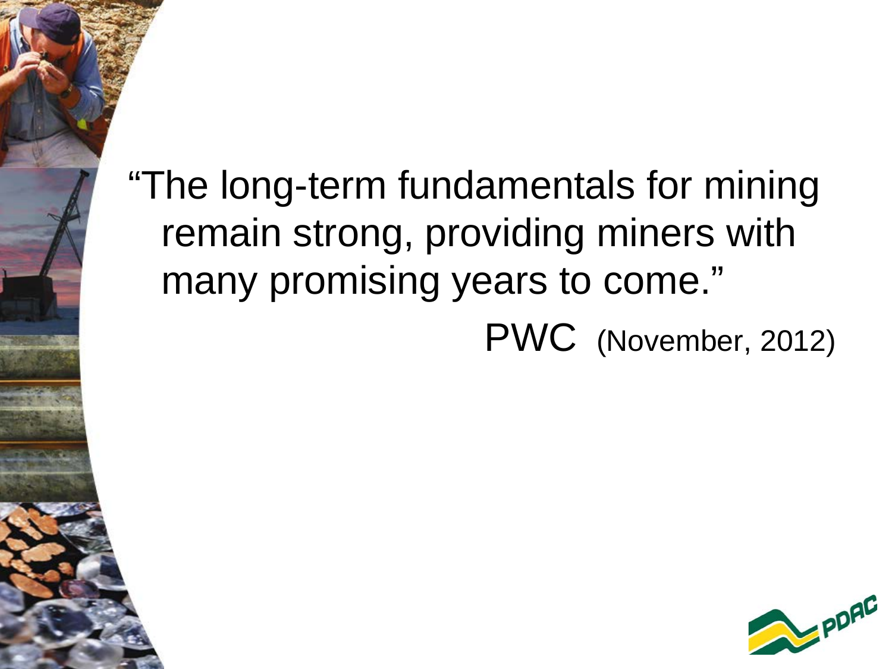"The long-term fundamentals for mining remain strong, providing miners with many promising years to come."

PWC (November, 2012)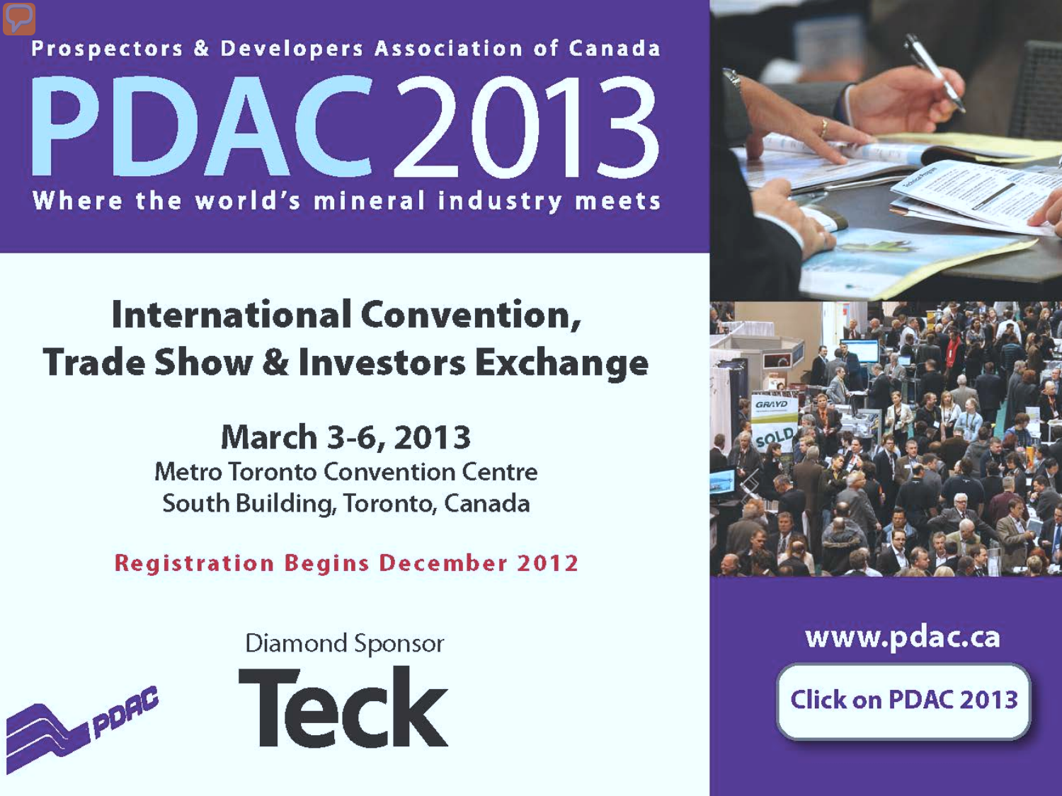Prospectors & Developers Association of Canada

# PDAC 2013

Where the world's mineral industry meets

## International Convention, Trade Show & Investors Exchange

### March 3-6, 2013

Metro Toronto Convention Centre
South Building, Toronto, Canada

**Registration Begins December 2012**

Diamond Sponsor

Teck

PDAC

www.pdac.ca

Click on PDAC 2013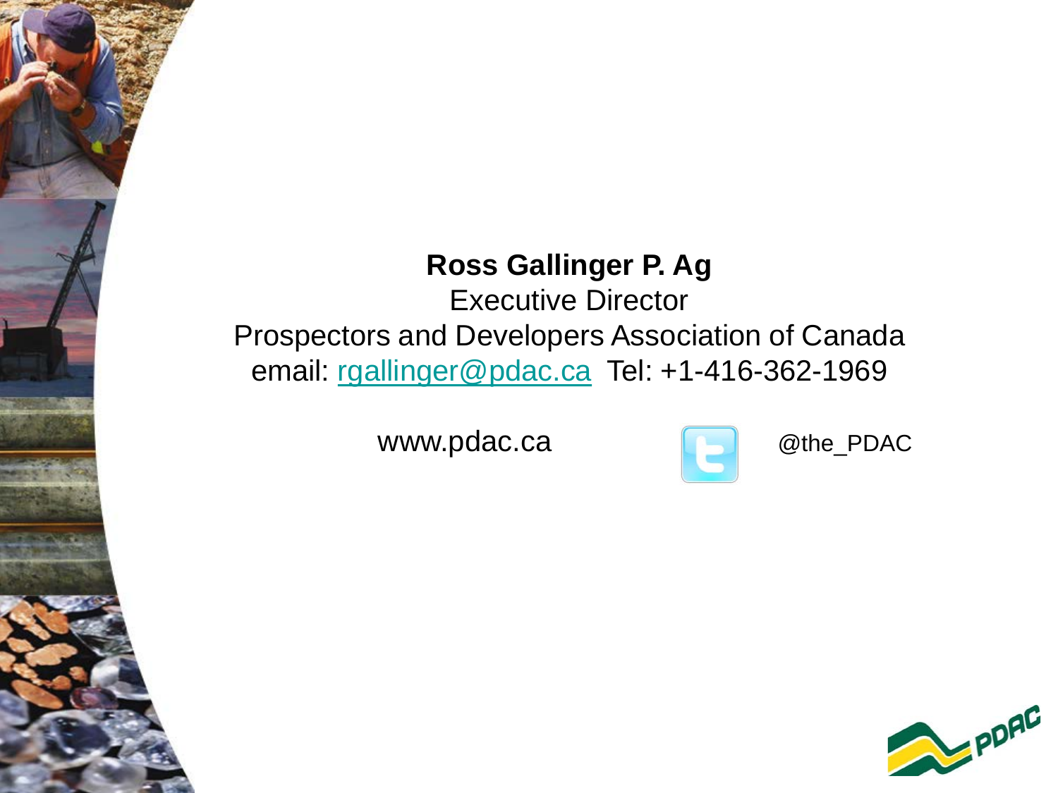**Ross Gallinger P. Ag**

Executive Director

Prospectors and Developers Association of Canada

email: rgallinger@pdac.ca Tel: +1-416-362-1969

www.pdac.ca

@the_PDAC

PDAC